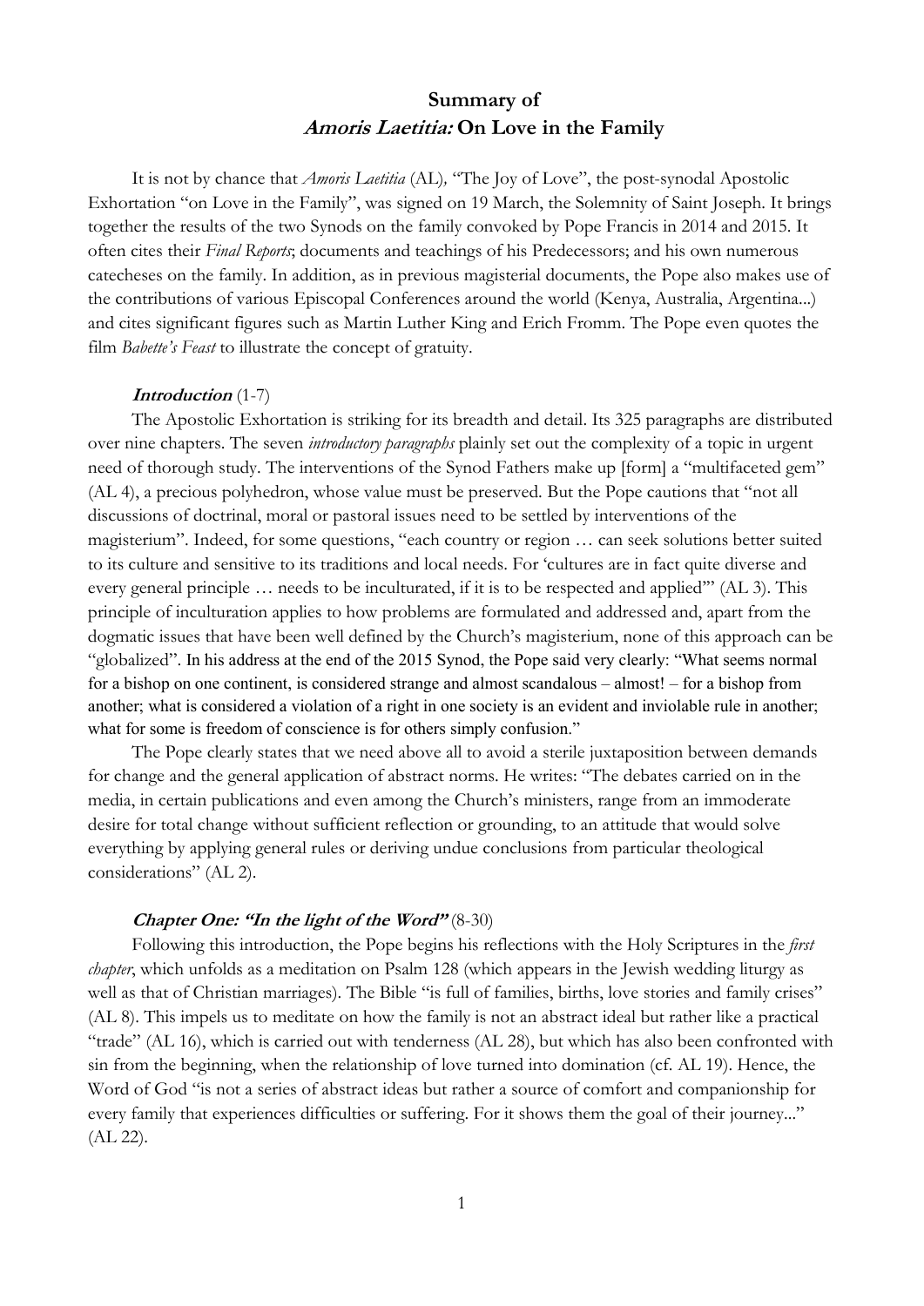# Summary of
## *Amoris Laetitia:* On Love in the Family

It is not by chance that *Amoris Laetitia* (AL), "The Joy of Love", the post-synodal Apostolic Exhortation "on Love in the Family", was signed on 19 March, the Solemnity of Saint Joseph. It brings together the results of the two Synods on the family convoked by Pope Francis in 2014 and 2015. It often cites their *Final Reports*; documents and teachings of his Predecessors; and his own numerous catecheses on the family. In addition, as in previous magisterial documents, the Pope also makes use of the contributions of various Episcopal Conferences around the world (Kenya, Australia, Argentina...) and cites significant figures such as Martin Luther King and Erich Fromm. The Pope even quotes the film *Babette's Feast* to illustrate the concept of gratuity.

### *Introduction* (1-7)

The Apostolic Exhortation is striking for its breadth and detail. Its 325 paragraphs are distributed over nine chapters. The seven *introductory paragraphs* plainly set out the complexity of a topic in urgent need of thorough study. The interventions of the Synod Fathers make up [form] a "multifaceted gem" (AL 4), a precious polyhedron, whose value must be preserved. But the Pope cautions that "not all discussions of doctrinal, moral or pastoral issues need to be settled by interventions of the magisterium". Indeed, for some questions, "each country or region … can seek solutions better suited to its culture and sensitive to its traditions and local needs. For 'cultures are in fact quite diverse and every general principle … needs to be inculturated, if it is to be respected and applied'" (AL 3). This principle of inculturation applies to how problems are formulated and addressed and, apart from the dogmatic issues that have been well defined by the Church's magisterium, none of this approach can be "globalized". In his address at the end of the 2015 Synod, the Pope said very clearly: "What seems normal for a bishop on one continent, is considered strange and almost scandalous – almost! – for a bishop from another; what is considered a violation of a right in one society is an evident and inviolable rule in another; what for some is freedom of conscience is for others simply confusion."

The Pope clearly states that we need above all to avoid a sterile juxtaposition between demands for change and the general application of abstract norms. He writes: "The debates carried on in the media, in certain publications and even among the Church's ministers, range from an immoderate desire for total change without sufficient reflection or grounding, to an attitude that would solve everything by applying general rules or deriving undue conclusions from particular theological considerations" (AL 2).

### *Chapter One: "In the light of the Word"* (8-30)

Following this introduction, the Pope begins his reflections with the Holy Scriptures in the *first chapter*, which unfolds as a meditation on Psalm 128 (which appears in the Jewish wedding liturgy as well as that of Christian marriages). The Bible "is full of families, births, love stories and family crises" (AL 8). This impels us to meditate on how the family is not an abstract ideal but rather like a practical "trade" (AL 16), which is carried out with tenderness (AL 28), but which has also been confronted with sin from the beginning, when the relationship of love turned into domination (cf. AL 19). Hence, the Word of God "is not a series of abstract ideas but rather a source of comfort and companionship for every family that experiences difficulties or suffering. For it shows them the goal of their journey..." (AL 22).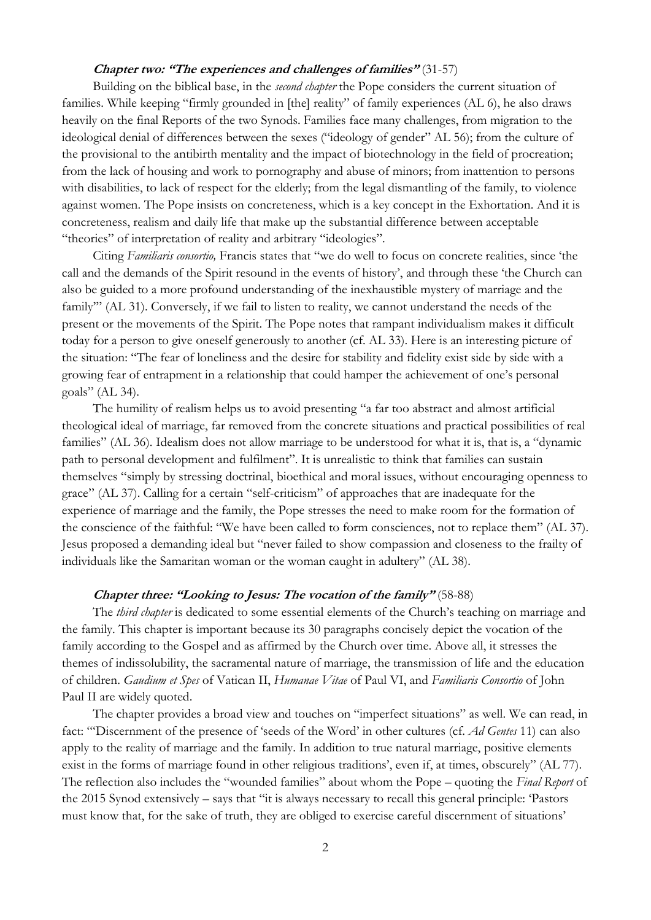### ***Chapter two: "The experiences and challenges of families"*** (31-57)

Building on the biblical base, in the *second chapter* the Pope considers the current situation of families. While keeping "firmly grounded in [the] reality" of family experiences (AL 6), he also draws heavily on the final Reports of the two Synods. Families face many challenges, from migration to the ideological denial of differences between the sexes ("ideology of gender" AL 56); from the culture of the provisional to the antibirth mentality and the impact of biotechnology in the field of procreation; from the lack of housing and work to pornography and abuse of minors; from inattention to persons with disabilities, to lack of respect for the elderly; from the legal dismantling of the family, to violence against women. The Pope insists on concreteness, which is a key concept in the Exhortation. And it is concreteness, realism and daily life that make up the substantial difference between acceptable "theories" of interpretation of reality and arbitrary "ideologies".

Citing *Familiaris consortio,* Francis states that "we do well to focus on concrete realities, since 'the call and the demands of the Spirit resound in the events of history', and through these 'the Church can also be guided to a more profound understanding of the inexhaustible mystery of marriage and the family'" (AL 31). Conversely, if we fail to listen to reality, we cannot understand the needs of the present or the movements of the Spirit. The Pope notes that rampant individualism makes it difficult today for a person to give oneself generously to another (cf. AL 33). Here is an interesting picture of the situation: "The fear of loneliness and the desire for stability and fidelity exist side by side with a growing fear of entrapment in a relationship that could hamper the achievement of one's personal goals" (AL 34).

The humility of realism helps us to avoid presenting "a far too abstract and almost artificial theological ideal of marriage, far removed from the concrete situations and practical possibilities of real families" (AL 36). Idealism does not allow marriage to be understood for what it is, that is, a "dynamic path to personal development and fulfilment". It is unrealistic to think that families can sustain themselves "simply by stressing doctrinal, bioethical and moral issues, without encouraging openness to grace" (AL 37). Calling for a certain "self-criticism" of approaches that are inadequate for the experience of marriage and the family, the Pope stresses the need to make room for the formation of the conscience of the faithful: "We have been called to form consciences, not to replace them" (AL 37). Jesus proposed a demanding ideal but "never failed to show compassion and closeness to the frailty of individuals like the Samaritan woman or the woman caught in adultery" (AL 38).

### ***Chapter three: "Looking to Jesus: The vocation of the family"*** (58-88)

The *third chapter* is dedicated to some essential elements of the Church's teaching on marriage and the family. This chapter is important because its 30 paragraphs concisely depict the vocation of the family according to the Gospel and as affirmed by the Church over time. Above all, it stresses the themes of indissolubility, the sacramental nature of marriage, the transmission of life and the education of children. *Gaudium et Spes* of Vatican II, *Humanae Vitae* of Paul VI, and *Familiaris Consortio* of John Paul II are widely quoted.

The chapter provides a broad view and touches on "imperfect situations" as well. We can read, in fact: "'Discernment of the presence of 'seeds of the Word' in other cultures (cf. *Ad Gentes* 11) can also apply to the reality of marriage and the family. In addition to true natural marriage, positive elements exist in the forms of marriage found in other religious traditions', even if, at times, obscurely" (AL 77). The reflection also includes the "wounded families" about whom the Pope – quoting the *Final Report* of the 2015 Synod extensively – says that "it is always necessary to recall this general principle: 'Pastors must know that, for the sake of truth, they are obliged to exercise careful discernment of situations'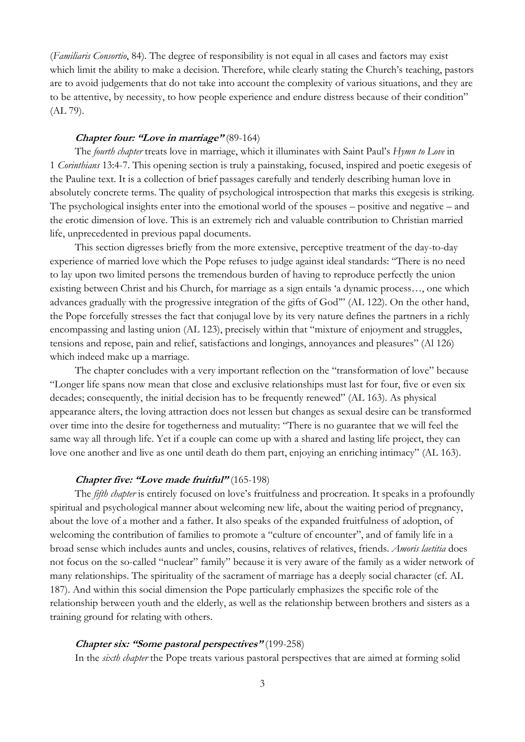(*Familiaris Consortio*, 84). The degree of responsibility is not equal in all cases and factors may exist which limit the ability to make a decision. Therefore, while clearly stating the Church's teaching, pastors are to avoid judgements that do not take into account the complexity of various situations, and they are to be attentive, by necessity, to how people experience and endure distress because of their condition" (AL 79).

### *Chapter four: "Love in marriage"* (89-164)

The *fourth chapter* treats love in marriage, which it illuminates with Saint Paul's *Hymn to Love* in 1 *Corinthians* 13:4-7. This opening section is truly a painstaking, focused, inspired and poetic exegesis of the Pauline text. It is a collection of brief passages carefully and tenderly describing human love in absolutely concrete terms. The quality of psychological introspection that marks this exegesis is striking. The psychological insights enter into the emotional world of the spouses – positive and negative – and the erotic dimension of love. This is an extremely rich and valuable contribution to Christian married life, unprecedented in previous papal documents.

This section digresses briefly from the more extensive, perceptive treatment of the day-to-day experience of married love which the Pope refuses to judge against ideal standards: "There is no need to lay upon two limited persons the tremendous burden of having to reproduce perfectly the union existing between Christ and his Church, for marriage as a sign entails 'a dynamic process…, one which advances gradually with the progressive integration of the gifts of God'" (AL 122). On the other hand, the Pope forcefully stresses the fact that conjugal love by its very nature defines the partners in a richly encompassing and lasting union (AL 123), precisely within that "mixture of enjoyment and struggles, tensions and repose, pain and relief, satisfactions and longings, annoyances and pleasures" (Al 126) which indeed make up a marriage.

The chapter concludes with a very important reflection on the "transformation of love" because "Longer life spans now mean that close and exclusive relationships must last for four, five or even six decades; consequently, the initial decision has to be frequently renewed" (AL 163). As physical appearance alters, the loving attraction does not lessen but changes as sexual desire can be transformed over time into the desire for togetherness and mutuality: "There is no guarantee that we will feel the same way all through life. Yet if a couple can come up with a shared and lasting life project, they can love one another and live as one until death do them part, enjoying an enriching intimacy" (AL 163).

### *Chapter five: "Love made fruitful"* (165-198)

The *fifth chapter* is entirely focused on love's fruitfulness and procreation. It speaks in a profoundly spiritual and psychological manner about welcoming new life, about the waiting period of pregnancy, about the love of a mother and a father. It also speaks of the expanded fruitfulness of adoption, of welcoming the contribution of families to promote a "culture of encounter", and of family life in a broad sense which includes aunts and uncles, cousins, relatives of relatives, friends. *Amoris laetitia* does not focus on the so-called "nuclear" family" because it is very aware of the family as a wider network of many relationships. The spirituality of the sacrament of marriage has a deeply social character (cf. AL 187). And within this social dimension the Pope particularly emphasizes the specific role of the relationship between youth and the elderly, as well as the relationship between brothers and sisters as a training ground for relating with others.

### *Chapter six: "Some pastoral perspectives"* (199-258)

In the *sixth chapter* the Pope treats various pastoral perspectives that are aimed at forming solid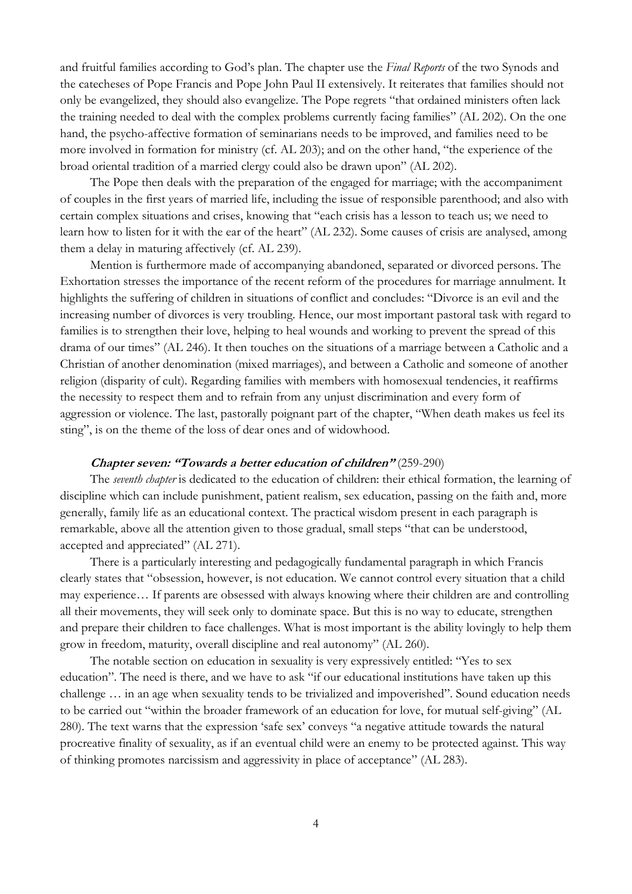and fruitful families according to God's plan. The chapter use the *Final Reports* of the two Synods and the catecheses of Pope Francis and Pope John Paul II extensively. It reiterates that families should not only be evangelized, they should also evangelize. The Pope regrets "that ordained ministers often lack the training needed to deal with the complex problems currently facing families" (AL 202). On the one hand, the psycho-affective formation of seminarians needs to be improved, and families need to be more involved in formation for ministry (cf. AL 203); and on the other hand, "the experience of the broad oriental tradition of a married clergy could also be drawn upon" (AL 202).

The Pope then deals with the preparation of the engaged for marriage; with the accompaniment of couples in the first years of married life, including the issue of responsible parenthood; and also with certain complex situations and crises, knowing that "each crisis has a lesson to teach us; we need to learn how to listen for it with the ear of the heart" (AL 232). Some causes of crisis are analysed, among them a delay in maturing affectively (cf. AL 239).

Mention is furthermore made of accompanying abandoned, separated or divorced persons. The Exhortation stresses the importance of the recent reform of the procedures for marriage annulment. It highlights the suffering of children in situations of conflict and concludes: "Divorce is an evil and the increasing number of divorces is very troubling. Hence, our most important pastoral task with regard to families is to strengthen their love, helping to heal wounds and working to prevent the spread of this drama of our times" (AL 246). It then touches on the situations of a marriage between a Catholic and a Christian of another denomination (mixed marriages), and between a Catholic and someone of another religion (disparity of cult). Regarding families with members with homosexual tendencies, it reaffirms the necessity to respect them and to refrain from any unjust discrimination and every form of aggression or violence. The last, pastorally poignant part of the chapter, "When death makes us feel its sting", is on the theme of the loss of dear ones and of widowhood.

### ***Chapter seven: "Towards a better education of children"*** (259-290)

The *seventh chapter* is dedicated to the education of children: their ethical formation, the learning of discipline which can include punishment, patient realism, sex education, passing on the faith and, more generally, family life as an educational context. The practical wisdom present in each paragraph is remarkable, above all the attention given to those gradual, small steps "that can be understood, accepted and appreciated" (AL 271).

There is a particularly interesting and pedagogically fundamental paragraph in which Francis clearly states that "obsession, however, is not education. We cannot control every situation that a child may experience… If parents are obsessed with always knowing where their children are and controlling all their movements, they will seek only to dominate space. But this is no way to educate, strengthen and prepare their children to face challenges. What is most important is the ability lovingly to help them grow in freedom, maturity, overall discipline and real autonomy" (AL 260).

The notable section on education in sexuality is very expressively entitled: "Yes to sex education". The need is there, and we have to ask "if our educational institutions have taken up this challenge … in an age when sexuality tends to be trivialized and impoverished". Sound education needs to be carried out "within the broader framework of an education for love, for mutual self-giving" (AL 280). The text warns that the expression 'safe sex' conveys "a negative attitude towards the natural procreative finality of sexuality, as if an eventual child were an enemy to be protected against. This way of thinking promotes narcissism and aggressivity in place of acceptance" (AL 283).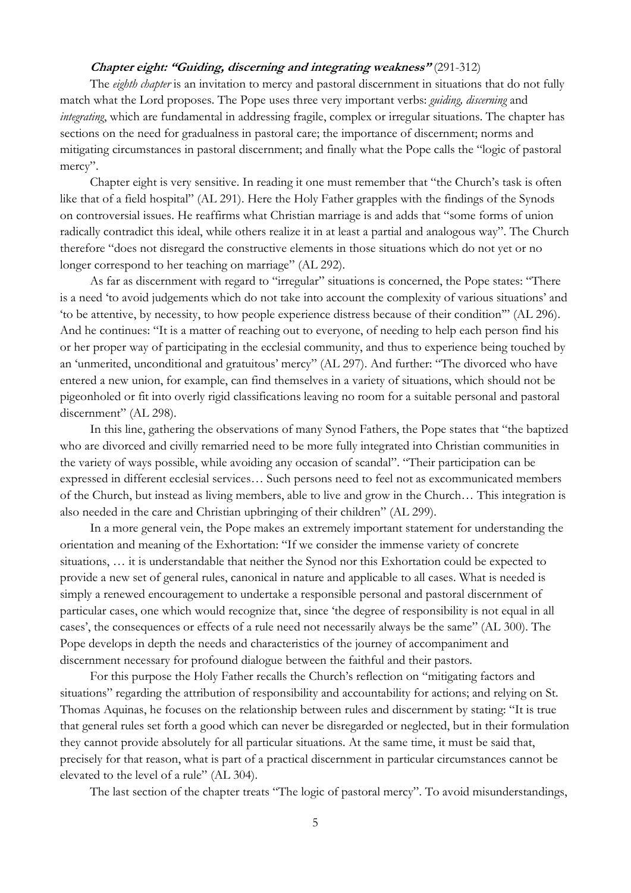***Chapter eight: "Guiding, discerning and integrating weakness"*** (291-312)

The *eighth chapter* is an invitation to mercy and pastoral discernment in situations that do not fully match what the Lord proposes. The Pope uses three very important verbs: *guiding, discerning* and *integrating*, which are fundamental in addressing fragile, complex or irregular situations. The chapter has sections on the need for gradualness in pastoral care; the importance of discernment; norms and mitigating circumstances in pastoral discernment; and finally what the Pope calls the "logic of pastoral mercy".

Chapter eight is very sensitive. In reading it one must remember that "the Church's task is often like that of a field hospital" (AL 291). Here the Holy Father grapples with the findings of the Synods on controversial issues. He reaffirms what Christian marriage is and adds that "some forms of union radically contradict this ideal, while others realize it in at least a partial and analogous way". The Church therefore "does not disregard the constructive elements in those situations which do not yet or no longer correspond to her teaching on marriage" (AL 292).

As far as discernment with regard to "irregular" situations is concerned, the Pope states: "There is a need 'to avoid judgements which do not take into account the complexity of various situations' and 'to be attentive, by necessity, to how people experience distress because of their condition'" (AL 296). And he continues: "It is a matter of reaching out to everyone, of needing to help each person find his or her proper way of participating in the ecclesial community, and thus to experience being touched by an 'unmerited, unconditional and gratuitous' mercy" (AL 297). And further: "The divorced who have entered a new union, for example, can find themselves in a variety of situations, which should not be pigeonholed or fit into overly rigid classifications leaving no room for a suitable personal and pastoral discernment" (AL 298).

In this line, gathering the observations of many Synod Fathers, the Pope states that "the baptized who are divorced and civilly remarried need to be more fully integrated into Christian communities in the variety of ways possible, while avoiding any occasion of scandal". "Their participation can be expressed in different ecclesial services… Such persons need to feel not as excommunicated members of the Church, but instead as living members, able to live and grow in the Church… This integration is also needed in the care and Christian upbringing of their children" (AL 299).

In a more general vein, the Pope makes an extremely important statement for understanding the orientation and meaning of the Exhortation: "If we consider the immense variety of concrete situations, … it is understandable that neither the Synod nor this Exhortation could be expected to provide a new set of general rules, canonical in nature and applicable to all cases. What is needed is simply a renewed encouragement to undertake a responsible personal and pastoral discernment of particular cases, one which would recognize that, since 'the degree of responsibility is not equal in all cases', the consequences or effects of a rule need not necessarily always be the same" (AL 300). The Pope develops in depth the needs and characteristics of the journey of accompaniment and discernment necessary for profound dialogue between the faithful and their pastors.

For this purpose the Holy Father recalls the Church's reflection on "mitigating factors and situations" regarding the attribution of responsibility and accountability for actions; and relying on St. Thomas Aquinas, he focuses on the relationship between rules and discernment by stating: "It is true that general rules set forth a good which can never be disregarded or neglected, but in their formulation they cannot provide absolutely for all particular situations. At the same time, it must be said that, precisely for that reason, what is part of a practical discernment in particular circumstances cannot be elevated to the level of a rule" (AL 304).

The last section of the chapter treats "The logic of pastoral mercy". To avoid misunderstandings,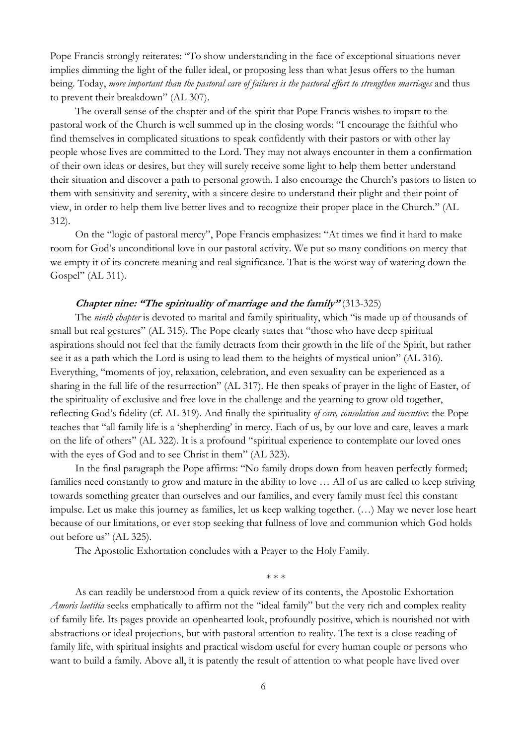Pope Francis strongly reiterates: "To show understanding in the face of exceptional situations never implies dimming the light of the fuller ideal, or proposing less than what Jesus offers to the human being. Today, *more important than the pastoral care of failures is the pastoral effort to strengthen marriages* and thus to prevent their breakdown" (AL 307).

The overall sense of the chapter and of the spirit that Pope Francis wishes to impart to the pastoral work of the Church is well summed up in the closing words: "I encourage the faithful who find themselves in complicated situations to speak confidently with their pastors or with other lay people whose lives are committed to the Lord. They may not always encounter in them a confirmation of their own ideas or desires, but they will surely receive some light to help them better understand their situation and discover a path to personal growth. I also encourage the Church's pastors to listen to them with sensitivity and serenity, with a sincere desire to understand their plight and their point of view, in order to help them live better lives and to recognize their proper place in the Church." (AL 312).

On the "logic of pastoral mercy", Pope Francis emphasizes: "At times we find it hard to make room for God's unconditional love in our pastoral activity. We put so many conditions on mercy that we empty it of its concrete meaning and real significance. That is the worst way of watering down the Gospel" (AL 311).

***Chapter nine: "The spirituality of marriage and the family"*** (313-325)

The *ninth chapter* is devoted to marital and family spirituality, which "is made up of thousands of small but real gestures" (AL 315). The Pope clearly states that "those who have deep spiritual aspirations should not feel that the family detracts from their growth in the life of the Spirit, but rather see it as a path which the Lord is using to lead them to the heights of mystical union" (AL 316). Everything, "moments of joy, relaxation, celebration, and even sexuality can be experienced as a sharing in the full life of the resurrection" (AL 317). He then speaks of prayer in the light of Easter, of the spirituality of exclusive and free love in the challenge and the yearning to grow old together, reflecting God's fidelity (cf. AL 319). And finally the spirituality *of care, consolation and incentive*: the Pope teaches that "all family life is a 'shepherding' in mercy. Each of us, by our love and care, leaves a mark on the life of others" (AL 322). It is a profound "spiritual experience to contemplate our loved ones with the eyes of God and to see Christ in them" (AL 323).

In the final paragraph the Pope affirms: "No family drops down from heaven perfectly formed; families need constantly to grow and mature in the ability to love … All of us are called to keep striving towards something greater than ourselves and our families, and every family must feel this constant impulse. Let us make this journey as families, let us keep walking together. (…) May we never lose heart because of our limitations, or ever stop seeking that fullness of love and communion which God holds out before us" (AL 325).

The Apostolic Exhortation concludes with a Prayer to the Holy Family.

\* \* \*

As can readily be understood from a quick review of its contents, the Apostolic Exhortation *Amoris laetitia* seeks emphatically to affirm not the "ideal family" but the very rich and complex reality of family life. Its pages provide an openhearted look, profoundly positive, which is nourished not with abstractions or ideal projections, but with pastoral attention to reality. The text is a close reading of family life, with spiritual insights and practical wisdom useful for every human couple or persons who want to build a family. Above all, it is patently the result of attention to what people have lived over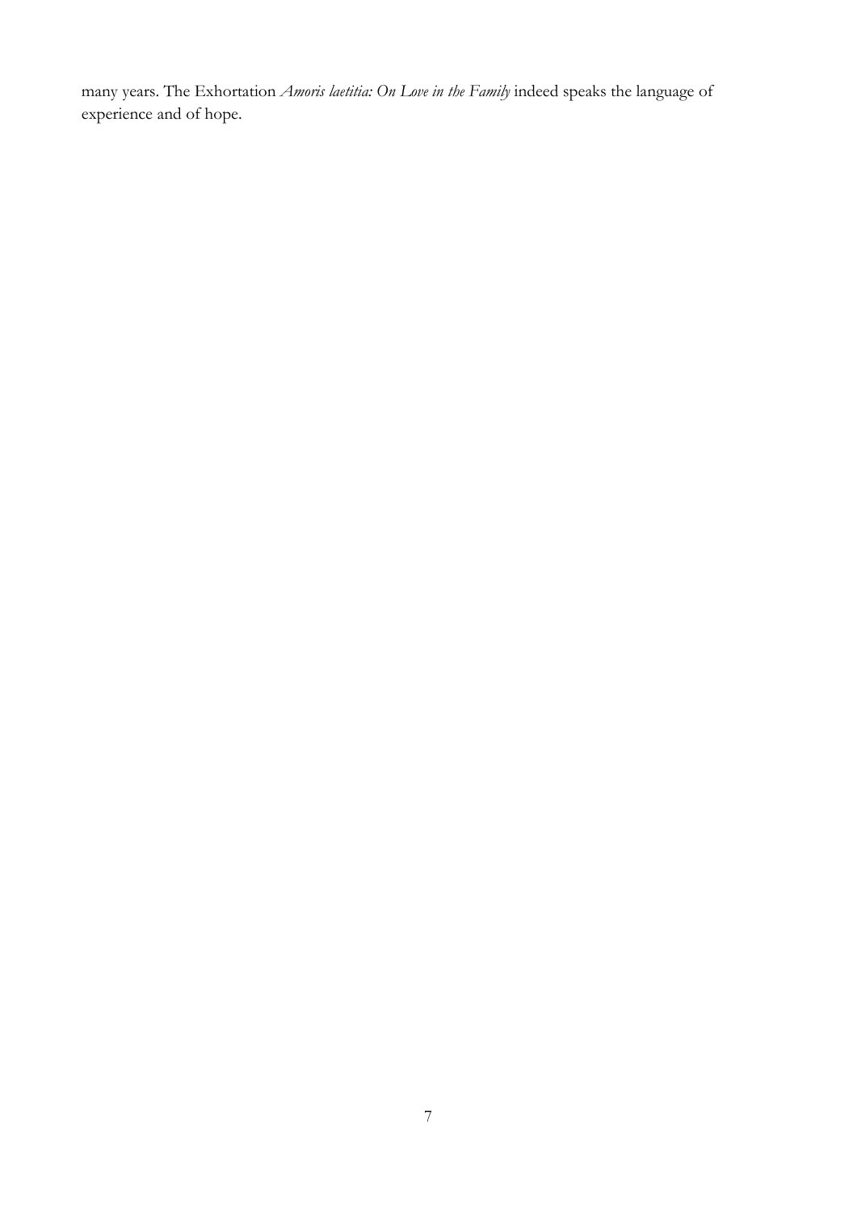many years. The Exhortation *Amoris laetitia: On Love in the Family* indeed speaks the language of experience and of hope.